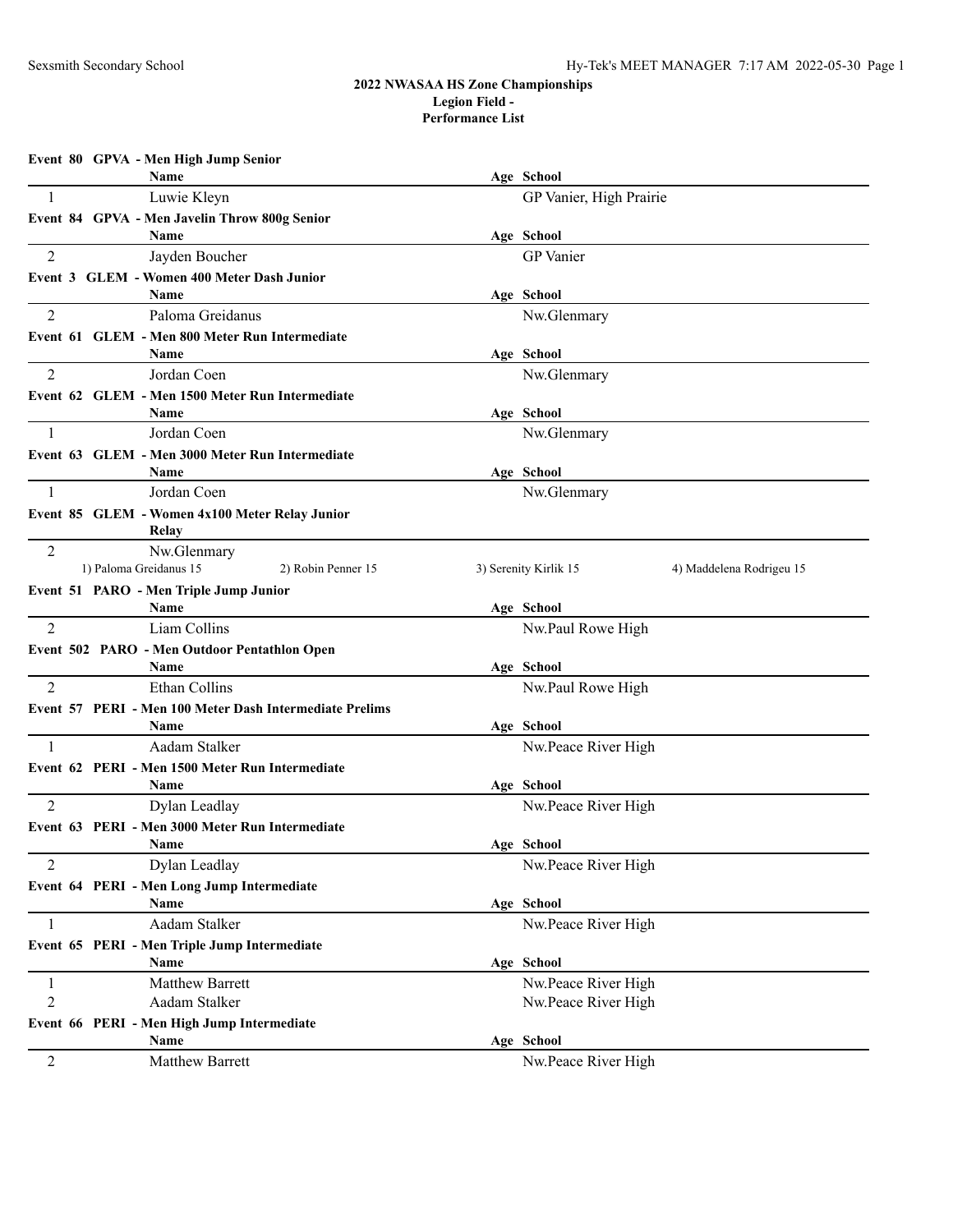## 2022 NWASAA HS Zone Championships
### Legion Field -
### Performance List

**Event 80 GPVA - Men High Jump Senior**

| | Name | Age | School |
|---|---|---|---|
| 1 | Luwie Kleyn | | GP Vanier, High Prairie |

**Event 84 GPVA - Men Javelin Throw 800g Senior**

| | Name | Age | School |
|---|---|---|---|
| 2 | Jayden Boucher | | GP Vanier |

**Event 3 GLEM - Women 400 Meter Dash Junior**

| | Name | Age | School |
|---|---|---|---|
| 2 | Paloma Greidanus | | Nw.Glenmary |

**Event 61 GLEM - Men 800 Meter Run Intermediate**

| | Name | Age | School |
|---|---|---|---|
| 2 | Jordan Coen | | Nw.Glenmary |

**Event 62 GLEM - Men 1500 Meter Run Intermediate**

| | Name | Age | School |
|---|---|---|---|
| 1 | Jordan Coen | | Nw.Glenmary |

**Event 63 GLEM - Men 3000 Meter Run Intermediate**

| | Name | Age | School |
|---|---|---|---|
| 1 | Jordan Coen | | Nw.Glenmary |

**Event 85 GLEM - Women 4x100 Meter Relay Junior**

| | Relay |
|---|---|
| 2 | Nw.Glenmary |

1) Paloma Greidanus 15 2) Robin Penner 15 3) Serenity Kirlik 15 4) Maddelena Rodrigeu 15

**Event 51 PARO - Men Triple Jump Junior**

| | Name | Age | School |
|---|---|---|---|
| 2 | Liam Collins | | Nw.Paul Rowe High |

**Event 502 PARO - Men Outdoor Pentathlon Open**

| | Name | Age | School |
|---|---|---|---|
| 2 | Ethan Collins | | Nw.Paul Rowe High |

**Event 57 PERI - Men 100 Meter Dash Intermediate Prelims**

| | Name | Age | School |
|---|---|---|---|
| 1 | Aadam Stalker | | Nw.Peace River High |

**Event 62 PERI - Men 1500 Meter Run Intermediate**

| | Name | Age | School |
|---|---|---|---|
| 2 | Dylan Leadlay | | Nw.Peace River High |

**Event 63 PERI - Men 3000 Meter Run Intermediate**

| | Name | Age | School |
|---|---|---|---|
| 2 | Dylan Leadlay | | Nw.Peace River High |

**Event 64 PERI - Men Long Jump Intermediate**

| | Name | Age | School |
|---|---|---|---|
| 1 | Aadam Stalker | | Nw.Peace River High |

**Event 65 PERI - Men Triple Jump Intermediate**

| | Name | Age | School |
|---|---|---|---|
| 1 | Matthew Barrett | | Nw.Peace River High |
| 2 | Aadam Stalker | | Nw.Peace River High |

**Event 66 PERI - Men High Jump Intermediate**

| | Name | Age | School |
|---|---|---|---|
| 2 | Matthew Barrett | | Nw.Peace River High |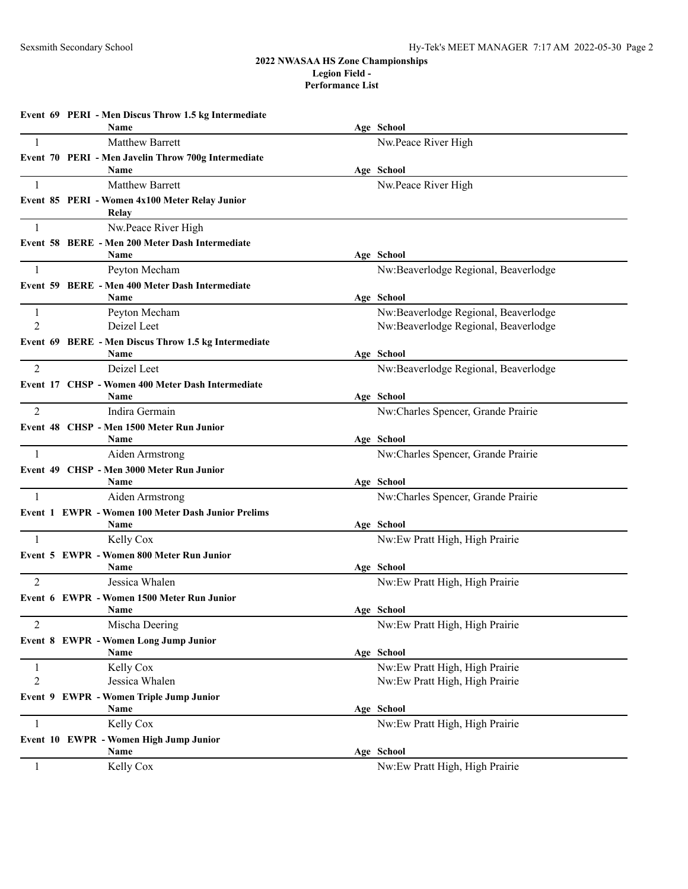## 2022 NWASAA HS Zone Championships
### Legion Field -
### Performance List

**Event 69 PERI - Men Discus Throw 1.5 kg Intermediate**

| | Name | Age | School |
|---|---|---|---|
| 1 | Matthew Barrett | | Nw.Peace River High |

**Event 70 PERI - Men Javelin Throw 700g Intermediate**

| | Name | Age | School |
|---|---|---|---|
| 1 | Matthew Barrett | | Nw.Peace River High |

**Event 85 PERI - Women 4x100 Meter Relay Junior**

| | Relay |
|---|---|
| 1 | Nw.Peace River High |

**Event 58 BERE - Men 200 Meter Dash Intermediate**

| | Name | Age | School |
|---|---|---|---|
| 1 | Peyton Mecham | | Nw:Beaverlodge Regional, Beaverlodge |

**Event 59 BERE - Men 400 Meter Dash Intermediate**

| | Name | Age | School |
|---|---|---|---|
| 1 | Peyton Mecham | | Nw:Beaverlodge Regional, Beaverlodge |
| 2 | Deizel Leet | | Nw:Beaverlodge Regional, Beaverlodge |

**Event 69 BERE - Men Discus Throw 1.5 kg Intermediate**

| | Name | Age | School |
|---|---|---|---|
| 2 | Deizel Leet | | Nw:Beaverlodge Regional, Beaverlodge |

**Event 17 CHSP - Women 400 Meter Dash Intermediate**

| | Name | Age | School |
|---|---|---|---|
| 2 | Indira Germain | | Nw:Charles Spencer, Grande Prairie |

**Event 48 CHSP - Men 1500 Meter Run Junior**

| | Name | Age | School |
|---|---|---|---|
| 1 | Aiden Armstrong | | Nw:Charles Spencer, Grande Prairie |

**Event 49 CHSP - Men 3000 Meter Run Junior**

| | Name | Age | School |
|---|---|---|---|
| 1 | Aiden Armstrong | | Nw:Charles Spencer, Grande Prairie |

**Event 1 EWPR - Women 100 Meter Dash Junior Prelims**

| | Name | Age | School |
|---|---|---|---|
| 1 | Kelly Cox | | Nw:Ew Pratt High, High Prairie |

**Event 5 EWPR - Women 800 Meter Run Junior**

| | Name | Age | School |
|---|---|---|---|
| 2 | Jessica Whalen | | Nw:Ew Pratt High, High Prairie |

**Event 6 EWPR - Women 1500 Meter Run Junior**

| | Name | Age | School |
|---|---|---|---|
| 2 | Mischa Deering | | Nw:Ew Pratt High, High Prairie |

**Event 8 EWPR - Women Long Jump Junior**

| | Name | Age | School |
|---|---|---|---|
| 1 | Kelly Cox | | Nw:Ew Pratt High, High Prairie |
| 2 | Jessica Whalen | | Nw:Ew Pratt High, High Prairie |

**Event 9 EWPR - Women Triple Jump Junior**

| | Name | Age | School |
|---|---|---|---|
| 1 | Kelly Cox | | Nw:Ew Pratt High, High Prairie |

**Event 10 EWPR - Women High Jump Junior**

| | Name | Age | School |
|---|---|---|---|
| 1 | Kelly Cox | | Nw:Ew Pratt High, High Prairie |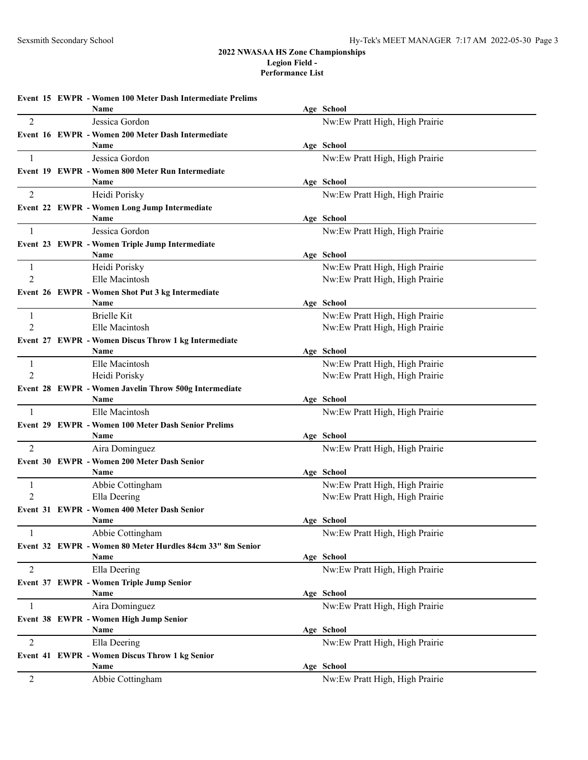**2022 NWASAA HS Zone Championships**
**Legion Field -**
**Performance List**

**Event 15 EWPR - Women 100 Meter Dash Intermediate Prelims**

| | Name | Age | School |
|---|---|---|---|
| 2 | Jessica Gordon | | Nw:Ew Pratt High, High Prairie |

**Event 16 EWPR - Women 200 Meter Dash Intermediate**

| | Name | Age | School |
|---|---|---|---|
| 1 | Jessica Gordon | | Nw:Ew Pratt High, High Prairie |

**Event 19 EWPR - Women 800 Meter Run Intermediate**

| | Name | Age | School |
|---|---|---|---|
| 2 | Heidi Porisky | | Nw:Ew Pratt High, High Prairie |

**Event 22 EWPR - Women Long Jump Intermediate**

| | Name | Age | School |
|---|---|---|---|
| 1 | Jessica Gordon | | Nw:Ew Pratt High, High Prairie |

**Event 23 EWPR - Women Triple Jump Intermediate**

| | Name | Age | School |
|---|---|---|---|
| 1 | Heidi Porisky | | Nw:Ew Pratt High, High Prairie |
| 2 | Elle Macintosh | | Nw:Ew Pratt High, High Prairie |

**Event 26 EWPR - Women Shot Put 3 kg Intermediate**

| | Name | Age | School |
|---|---|---|---|
| 1 | Brielle Kit | | Nw:Ew Pratt High, High Prairie |
| 2 | Elle Macintosh | | Nw:Ew Pratt High, High Prairie |

**Event 27 EWPR - Women Discus Throw 1 kg Intermediate**

| | Name | Age | School |
|---|---|---|---|
| 1 | Elle Macintosh | | Nw:Ew Pratt High, High Prairie |
| 2 | Heidi Porisky | | Nw:Ew Pratt High, High Prairie |

**Event 28 EWPR - Women Javelin Throw 500g Intermediate**

| | Name | Age | School |
|---|---|---|---|
| 1 | Elle Macintosh | | Nw:Ew Pratt High, High Prairie |

**Event 29 EWPR - Women 100 Meter Dash Senior Prelims**

| | Name | Age | School |
|---|---|---|---|
| 2 | Aira Dominguez | | Nw:Ew Pratt High, High Prairie |

**Event 30 EWPR - Women 200 Meter Dash Senior**

| | Name | Age | School |
|---|---|---|---|
| 1 | Abbie Cottingham | | Nw:Ew Pratt High, High Prairie |
| 2 | Ella Deering | | Nw:Ew Pratt High, High Prairie |

**Event 31 EWPR - Women 400 Meter Dash Senior**

| | Name | Age | School |
|---|---|---|---|
| 1 | Abbie Cottingham | | Nw:Ew Pratt High, High Prairie |

**Event 32 EWPR - Women 80 Meter Hurdles 84cm 33" 8m Senior**

| | Name | Age | School |
|---|---|---|---|
| 2 | Ella Deering | | Nw:Ew Pratt High, High Prairie |

**Event 37 EWPR - Women Triple Jump Senior**

| | Name | Age | School |
|---|---|---|---|
| 1 | Aira Dominguez | | Nw:Ew Pratt High, High Prairie |

**Event 38 EWPR - Women High Jump Senior**

| | Name | Age | School |
|---|---|---|---|
| 2 | Ella Deering | | Nw:Ew Pratt High, High Prairie |

**Event 41 EWPR - Women Discus Throw 1 kg Senior**

| | Name | Age | School |
|---|---|---|---|
| 2 | Abbie Cottingham | | Nw:Ew Pratt High, High Prairie |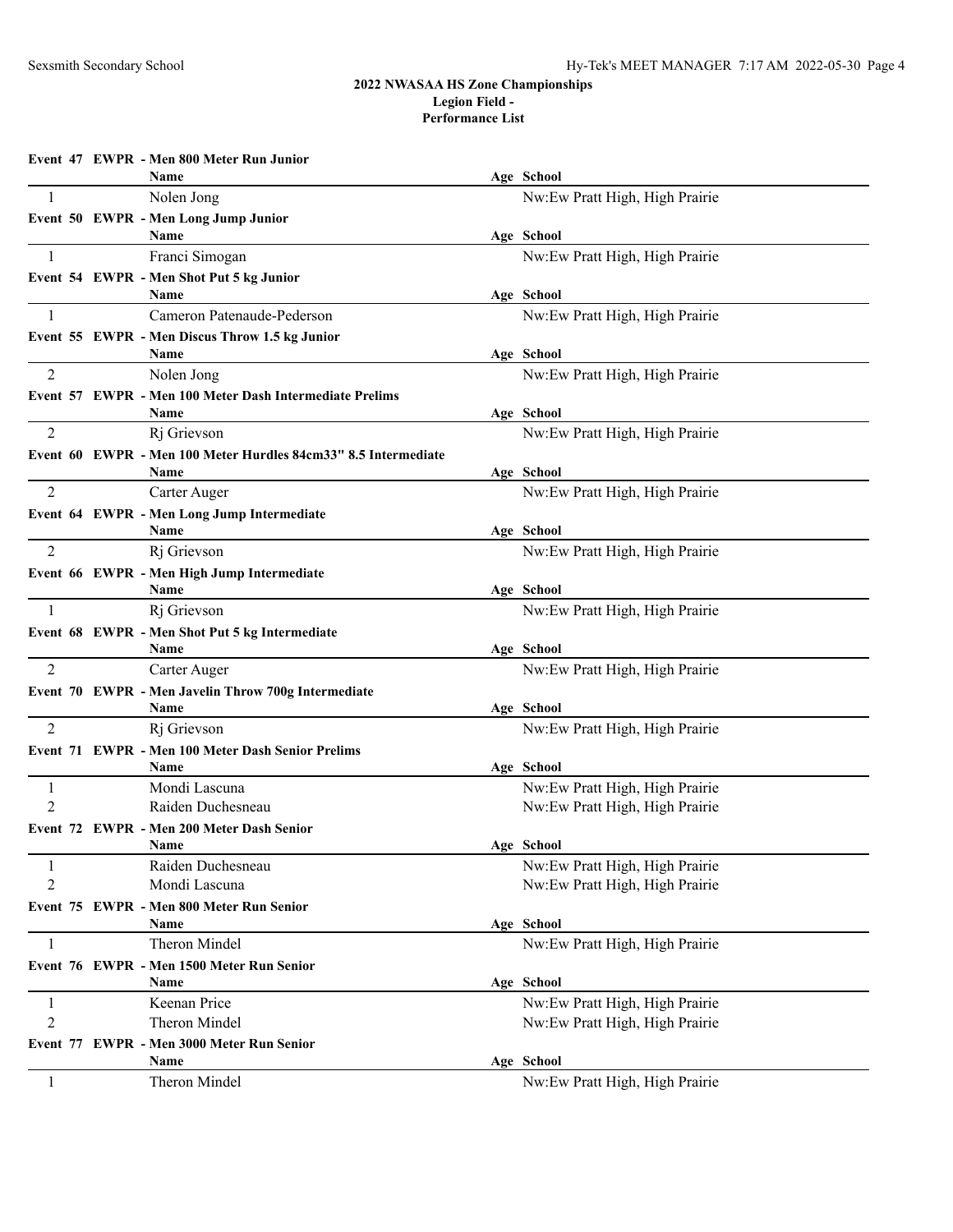# 2022 NWASAA HS Zone Championships

**Legion Field -**

**Performance List**

**Event 47 EWPR - Men 800 Meter Run Junior**

| | Name | Age | School |
|---|---|---|---|
| 1 | Nolen Jong | | Nw:Ew Pratt High, High Prairie |

**Event 50 EWPR - Men Long Jump Junior**

| | Name | Age | School |
|---|---|---|---|
| 1 | Franci Simogan | | Nw:Ew Pratt High, High Prairie |

**Event 54 EWPR - Men Shot Put 5 kg Junior**

| | Name | Age | School |
|---|---|---|---|
| 1 | Cameron Patenaude-Pederson | | Nw:Ew Pratt High, High Prairie |

**Event 55 EWPR - Men Discus Throw 1.5 kg Junior**

| | Name | Age | School |
|---|---|---|---|
| 2 | Nolen Jong | | Nw:Ew Pratt High, High Prairie |

**Event 57 EWPR - Men 100 Meter Dash Intermediate Prelims**

| | Name | Age | School |
|---|---|---|---|
| 2 | Rj Grievson | | Nw:Ew Pratt High, High Prairie |

**Event 60 EWPR - Men 100 Meter Hurdles 84cm33" 8.5 Intermediate**

| | Name | Age | School |
|---|---|---|---|
| 2 | Carter Auger | | Nw:Ew Pratt High, High Prairie |

**Event 64 EWPR - Men Long Jump Intermediate**

| | Name | Age | School |
|---|---|---|---|
| 2 | Rj Grievson | | Nw:Ew Pratt High, High Prairie |

**Event 66 EWPR - Men High Jump Intermediate**

| | Name | Age | School |
|---|---|---|---|
| 1 | Rj Grievson | | Nw:Ew Pratt High, High Prairie |

**Event 68 EWPR - Men Shot Put 5 kg Intermediate**

| | Name | Age | School |
|---|---|---|---|
| 2 | Carter Auger | | Nw:Ew Pratt High, High Prairie |

**Event 70 EWPR - Men Javelin Throw 700g Intermediate**

| | Name | Age | School |
|---|---|---|---|
| 2 | Rj Grievson | | Nw:Ew Pratt High, High Prairie |

**Event 71 EWPR - Men 100 Meter Dash Senior Prelims**

| | Name | Age | School |
|---|---|---|---|
| 1 | Mondi Lascuna | | Nw:Ew Pratt High, High Prairie |
| 2 | Raiden Duchesneau | | Nw:Ew Pratt High, High Prairie |

**Event 72 EWPR - Men 200 Meter Dash Senior**

| | Name | Age | School |
|---|---|---|---|
| 1 | Raiden Duchesneau | | Nw:Ew Pratt High, High Prairie |
| 2 | Mondi Lascuna | | Nw:Ew Pratt High, High Prairie |

**Event 75 EWPR - Men 800 Meter Run Senior**

| | Name | Age | School |
|---|---|---|---|
| 1 | Theron Mindel | | Nw:Ew Pratt High, High Prairie |

**Event 76 EWPR - Men 1500 Meter Run Senior**

| | Name | Age | School |
|---|---|---|---|
| 1 | Keenan Price | | Nw:Ew Pratt High, High Prairie |
| 2 | Theron Mindel | | Nw:Ew Pratt High, High Prairie |

**Event 77 EWPR - Men 3000 Meter Run Senior**

| | Name | Age | School |
|---|---|---|---|
| 1 | Theron Mindel | | Nw:Ew Pratt High, High Prairie |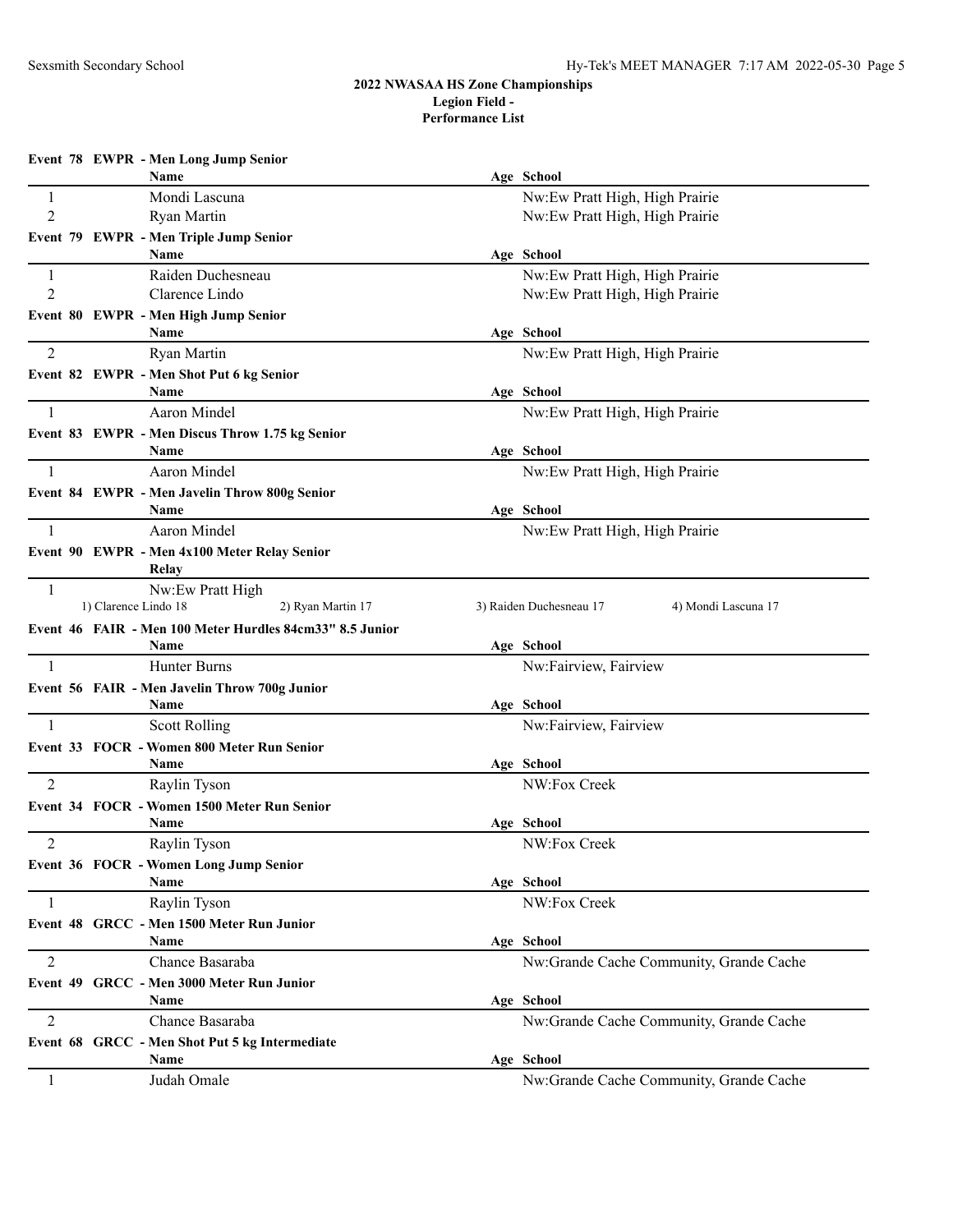## 2022 NWASAA HS Zone Championships

**Legion Field -**

**Performance List**

**Event 78 EWPR - Men Long Jump Senior**

| | Name | Age | School |
|---|---|---|---|
| 1 | Mondi Lascuna | | Nw:Ew Pratt High, High Prairie |
| 2 | Ryan Martin | | Nw:Ew Pratt High, High Prairie |

**Event 79 EWPR - Men Triple Jump Senior**

| | Name | Age | School |
|---|---|---|---|
| 1 | Raiden Duchesneau | | Nw:Ew Pratt High, High Prairie |
| 2 | Clarence Lindo | | Nw:Ew Pratt High, High Prairie |

**Event 80 EWPR - Men High Jump Senior**

| | Name | Age | School |
|---|---|---|---|
| 2 | Ryan Martin | | Nw:Ew Pratt High, High Prairie |

**Event 82 EWPR - Men Shot Put 6 kg Senior**

| | Name | Age | School |
|---|---|---|---|
| 1 | Aaron Mindel | | Nw:Ew Pratt High, High Prairie |

**Event 83 EWPR - Men Discus Throw 1.75 kg Senior**

| | Name | Age | School |
|---|---|---|---|
| 1 | Aaron Mindel | | Nw:Ew Pratt High, High Prairie |

**Event 84 EWPR - Men Javelin Throw 800g Senior**

| | Name | Age | School |
|---|---|---|---|
| 1 | Aaron Mindel | | Nw:Ew Pratt High, High Prairie |

**Event 90 EWPR - Men 4x100 Meter Relay Senior**

| | Relay |
|---|---|
| 1 | Nw:Ew Pratt High |

1) Clarence Lindo 18 2) Ryan Martin 17 3) Raiden Duchesneau 17 4) Mondi Lascuna 17

**Event 46 FAIR - Men 100 Meter Hurdles 84cm33" 8.5 Junior**

| | Name | Age | School |
|---|---|---|---|
| 1 | Hunter Burns | | Nw:Fairview, Fairview |

**Event 56 FAIR - Men Javelin Throw 700g Junior**

| | Name | Age | School |
|---|---|---|---|
| 1 | Scott Rolling | | Nw:Fairview, Fairview |

**Event 33 FOCR - Women 800 Meter Run Senior**

| | Name | Age | School |
|---|---|---|---|
| 2 | Raylin Tyson | | NW:Fox Creek |

**Event 34 FOCR - Women 1500 Meter Run Senior**

| | Name | Age | School |
|---|---|---|---|
| 2 | Raylin Tyson | | NW:Fox Creek |

**Event 36 FOCR - Women Long Jump Senior**

| | Name | Age | School |
|---|---|---|---|
| 1 | Raylin Tyson | | NW:Fox Creek |

**Event 48 GRCC - Men 1500 Meter Run Junior**

| | Name | Age | School |
|---|---|---|---|
| 2 | Chance Basaraba | | Nw:Grande Cache Community, Grande Cache |

**Event 49 GRCC - Men 3000 Meter Run Junior**

| | Name | Age | School |
|---|---|---|---|
| 2 | Chance Basaraba | | Nw:Grande Cache Community, Grande Cache |

**Event 68 GRCC - Men Shot Put 5 kg Intermediate**

| | Name | Age | School |
|---|---|---|---|
| 1 | Judah Omale | | Nw:Grande Cache Community, Grande Cache |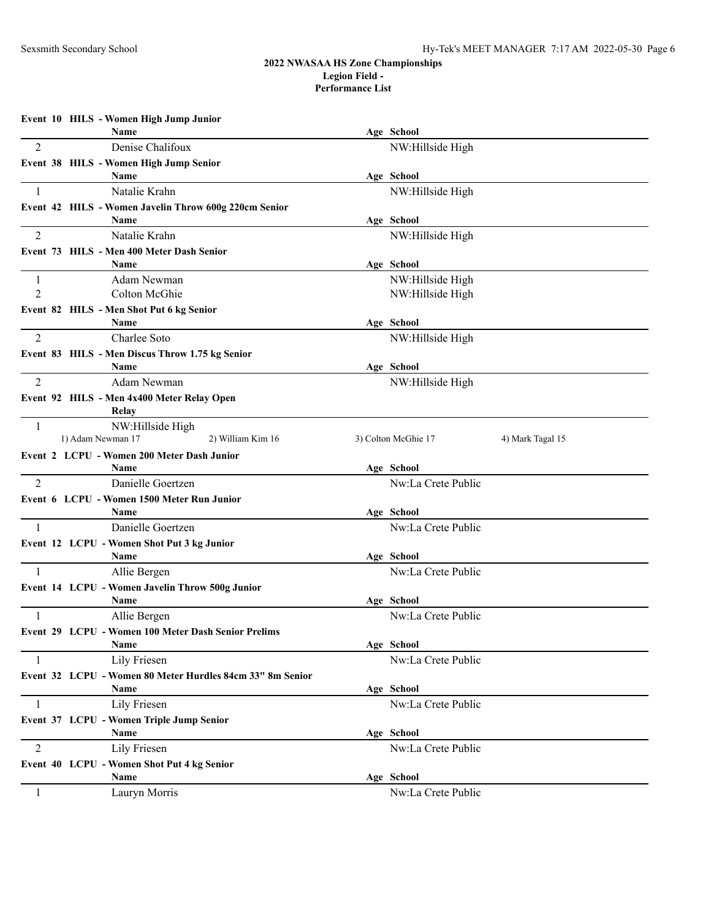## 2022 NWASAA HS Zone Championships
**Legion Field -**
**Performance List**

**Event 10 HILS - Women High Jump Junior**

| | Name | Age | School |
|---|---|---|---|
| 2 | Denise Chalifoux | | NW:Hillside High |

**Event 38 HILS - Women High Jump Senior**

| | Name | Age | School |
|---|---|---|---|
| 1 | Natalie Krahn | | NW:Hillside High |

**Event 42 HILS - Women Javelin Throw 600g 220cm Senior**

| | Name | Age | School |
|---|---|---|---|
| 2 | Natalie Krahn | | NW:Hillside High |

**Event 73 HILS - Men 400 Meter Dash Senior**

| | Name | Age | School |
|---|---|---|---|
| 1 | Adam Newman | | NW:Hillside High |
| 2 | Colton McGhie | | NW:Hillside High |

**Event 82 HILS - Men Shot Put 6 kg Senior**

| | Name | Age | School |
|---|---|---|---|
| 2 | Charlee Soto | | NW:Hillside High |

**Event 83 HILS - Men Discus Throw 1.75 kg Senior**

| | Name | Age | School |
|---|---|---|---|
| 2 | Adam Newman | | NW:Hillside High |

**Event 92 HILS - Men 4x400 Meter Relay Open**

| | Relay |
|---|---|
| 1 | NW:Hillside High |

1) Adam Newman 17 2) William Kim 16 3) Colton McGhie 17 4) Mark Tagal 15

**Event 2 LCPU - Women 200 Meter Dash Junior**

| | Name | Age | School |
|---|---|---|---|
| 2 | Danielle Goertzen | | Nw:La Crete Public |

**Event 6 LCPU - Women 1500 Meter Run Junior**

| | Name | Age | School |
|---|---|---|---|
| 1 | Danielle Goertzen | | Nw:La Crete Public |

**Event 12 LCPU - Women Shot Put 3 kg Junior**

| | Name | Age | School |
|---|---|---|---|
| 1 | Allie Bergen | | Nw:La Crete Public |

**Event 14 LCPU - Women Javelin Throw 500g Junior**

| | Name | Age | School |
|---|---|---|---|
| 1 | Allie Bergen | | Nw:La Crete Public |

**Event 29 LCPU - Women 100 Meter Dash Senior Prelims**

| | Name | Age | School |
|---|---|---|---|
| 1 | Lily Friesen | | Nw:La Crete Public |

**Event 32 LCPU - Women 80 Meter Hurdles 84cm 33" 8m Senior**

| | Name | Age | School |
|---|---|---|---|
| 1 | Lily Friesen | | Nw:La Crete Public |

**Event 37 LCPU - Women Triple Jump Senior**

| | Name | Age | School |
|---|---|---|---|
| 2 | Lily Friesen | | Nw:La Crete Public |

**Event 40 LCPU - Women Shot Put 4 kg Senior**

| | Name | Age | School |
|---|---|---|---|
| 1 | Lauryn Morris | | Nw:La Crete Public |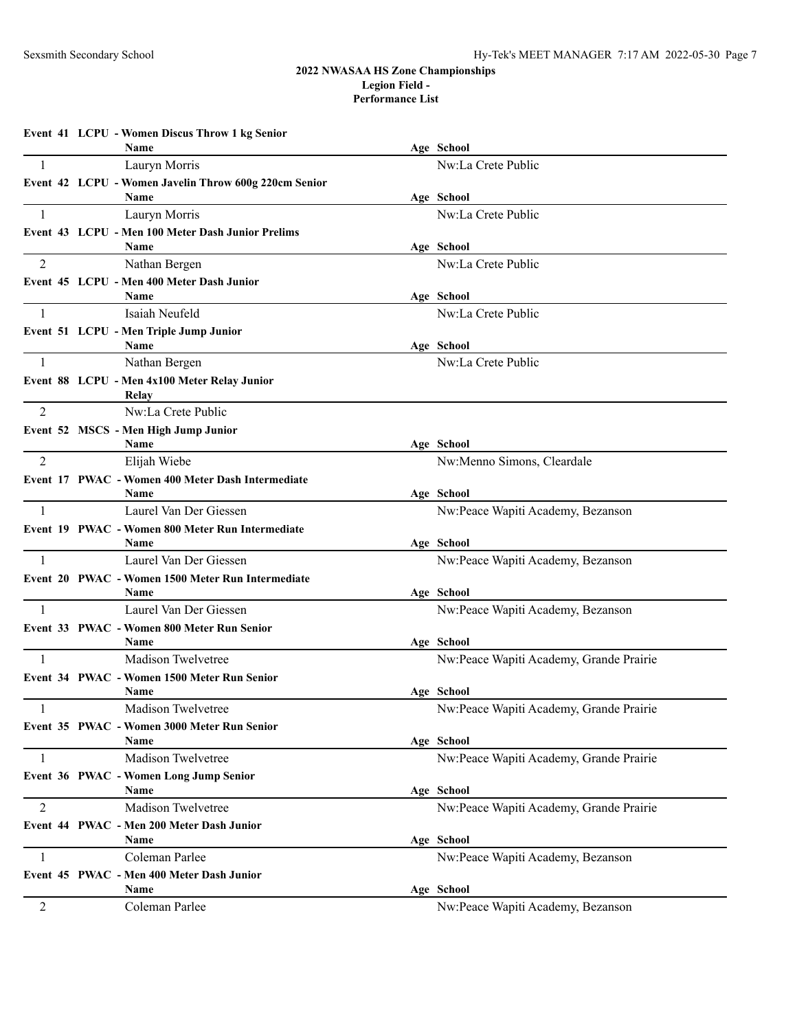**2022 NWASAA HS Zone Championships**
**Legion Field -**
**Performance List**

**Event 41 LCPU - Women Discus Throw 1 kg Senior**

| | Name | Age | School |
|---|---|---|---|
| 1 | Lauryn Morris | | Nw:La Crete Public |

**Event 42 LCPU - Women Javelin Throw 600g 220cm Senior**

| | Name | Age | School |
|---|---|---|---|
| 1 | Lauryn Morris | | Nw:La Crete Public |

**Event 43 LCPU - Men 100 Meter Dash Junior Prelims**

| | Name | Age | School |
|---|---|---|---|
| 2 | Nathan Bergen | | Nw:La Crete Public |

**Event 45 LCPU - Men 400 Meter Dash Junior**

| | Name | Age | School |
|---|---|---|---|
| 1 | Isaiah Neufeld | | Nw:La Crete Public |

**Event 51 LCPU - Men Triple Jump Junior**

| | Name | Age | School |
|---|---|---|---|
| 1 | Nathan Bergen | | Nw:La Crete Public |

**Event 88 LCPU - Men 4x100 Meter Relay Junior**

| | Relay |
|---|---|
| 2 | Nw:La Crete Public |

**Event 52 MSCS - Men High Jump Junior**

| | Name | Age | School |
|---|---|---|---|
| 2 | Elijah Wiebe | | Nw:Menno Simons, Cleardale |

**Event 17 PWAC - Women 400 Meter Dash Intermediate**

| | Name | Age | School |
|---|---|---|---|
| 1 | Laurel Van Der Giessen | | Nw:Peace Wapiti Academy, Bezanson |

**Event 19 PWAC - Women 800 Meter Run Intermediate**

| | Name | Age | School |
|---|---|---|---|
| 1 | Laurel Van Der Giessen | | Nw:Peace Wapiti Academy, Bezanson |

**Event 20 PWAC - Women 1500 Meter Run Intermediate**

| | Name | Age | School |
|---|---|---|---|
| 1 | Laurel Van Der Giessen | | Nw:Peace Wapiti Academy, Bezanson |

**Event 33 PWAC - Women 800 Meter Run Senior**

| | Name | Age | School |
|---|---|---|---|
| 1 | Madison Twelvetree | | Nw:Peace Wapiti Academy, Grande Prairie |

**Event 34 PWAC - Women 1500 Meter Run Senior**

| | Name | Age | School |
|---|---|---|---|
| 1 | Madison Twelvetree | | Nw:Peace Wapiti Academy, Grande Prairie |

**Event 35 PWAC - Women 3000 Meter Run Senior**

| | Name | Age | School |
|---|---|---|---|
| 1 | Madison Twelvetree | | Nw:Peace Wapiti Academy, Grande Prairie |

**Event 36 PWAC - Women Long Jump Senior**

| | Name | Age | School |
|---|---|---|---|
| 2 | Madison Twelvetree | | Nw:Peace Wapiti Academy, Grande Prairie |

**Event 44 PWAC - Men 200 Meter Dash Junior**

| | Name | Age | School |
|---|---|---|---|
| 1 | Coleman Parlee | | Nw:Peace Wapiti Academy, Bezanson |

**Event 45 PWAC - Men 400 Meter Dash Junior**

| | Name | Age | School |
|---|---|---|---|
| 2 | Coleman Parlee | | Nw:Peace Wapiti Academy, Bezanson |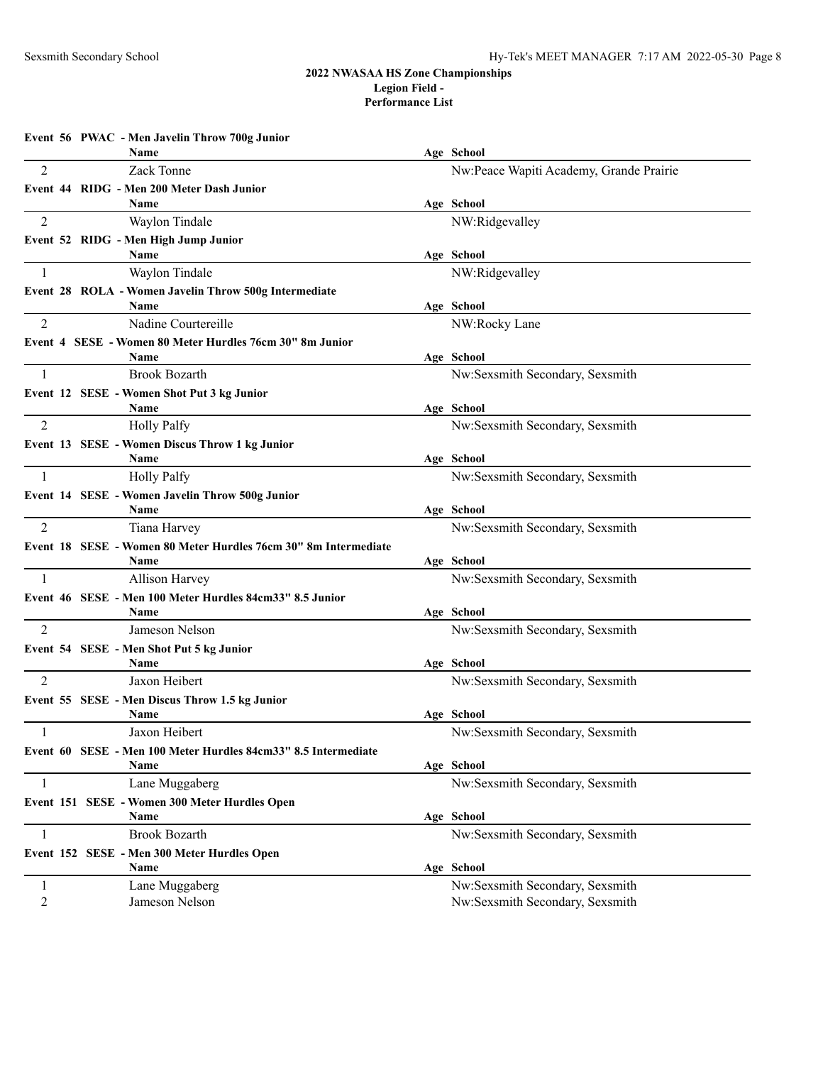**2022 NWASAA HS Zone Championships**
**Legion Field -**
**Performance List**

**Event 56 PWAC - Men Javelin Throw 700g Junior**

| | Name | Age | School |
|---|---|---|---|
| 2 | Zack Tonne | | Nw:Peace Wapiti Academy, Grande Prairie |

**Event 44 RIDG - Men 200 Meter Dash Junior**

| | Name | Age | School |
|---|---|---|---|
| 2 | Waylon Tindale | | NW:Ridgevalley |

**Event 52 RIDG - Men High Jump Junior**

| | Name | Age | School |
|---|---|---|---|
| 1 | Waylon Tindale | | NW:Ridgevalley |

**Event 28 ROLA - Women Javelin Throw 500g Intermediate**

| | Name | Age | School |
|---|---|---|---|
| 2 | Nadine Courtereille | | NW:Rocky Lane |

**Event 4 SESE - Women 80 Meter Hurdles 76cm 30" 8m Junior**

| | Name | Age | School |
|---|---|---|---|
| 1 | Brook Bozarth | | Nw:Sexsmith Secondary, Sexsmith |

**Event 12 SESE - Women Shot Put 3 kg Junior**

| | Name | Age | School |
|---|---|---|---|
| 2 | Holly Palfy | | Nw:Sexsmith Secondary, Sexsmith |

**Event 13 SESE - Women Discus Throw 1 kg Junior**

| | Name | Age | School |
|---|---|---|---|
| 1 | Holly Palfy | | Nw:Sexsmith Secondary, Sexsmith |

**Event 14 SESE - Women Javelin Throw 500g Junior**

| | Name | Age | School |
|---|---|---|---|
| 2 | Tiana Harvey | | Nw:Sexsmith Secondary, Sexsmith |

**Event 18 SESE - Women 80 Meter Hurdles 76cm 30" 8m Intermediate**

| | Name | Age | School |
|---|---|---|---|
| 1 | Allison Harvey | | Nw:Sexsmith Secondary, Sexsmith |

**Event 46 SESE - Men 100 Meter Hurdles 84cm33" 8.5 Junior**

| | Name | Age | School |
|---|---|---|---|
| 2 | Jameson Nelson | | Nw:Sexsmith Secondary, Sexsmith |

**Event 54 SESE - Men Shot Put 5 kg Junior**

| | Name | Age | School |
|---|---|---|---|
| 2 | Jaxon Heibert | | Nw:Sexsmith Secondary, Sexsmith |

**Event 55 SESE - Men Discus Throw 1.5 kg Junior**

| | Name | Age | School |
|---|---|---|---|
| 1 | Jaxon Heibert | | Nw:Sexsmith Secondary, Sexsmith |

**Event 60 SESE - Men 100 Meter Hurdles 84cm33" 8.5 Intermediate**

| | Name | Age | School |
|---|---|---|---|
| 1 | Lane Muggaberg | | Nw:Sexsmith Secondary, Sexsmith |

**Event 151 SESE - Women 300 Meter Hurdles Open**

| | Name | Age | School |
|---|---|---|---|
| 1 | Brook Bozarth | | Nw:Sexsmith Secondary, Sexsmith |

**Event 152 SESE - Men 300 Meter Hurdles Open**

| | Name | Age | School |
|---|---|---|---|
| 1 | Lane Muggaberg | | Nw:Sexsmith Secondary, Sexsmith |
| 2 | Jameson Nelson | | Nw:Sexsmith Secondary, Sexsmith |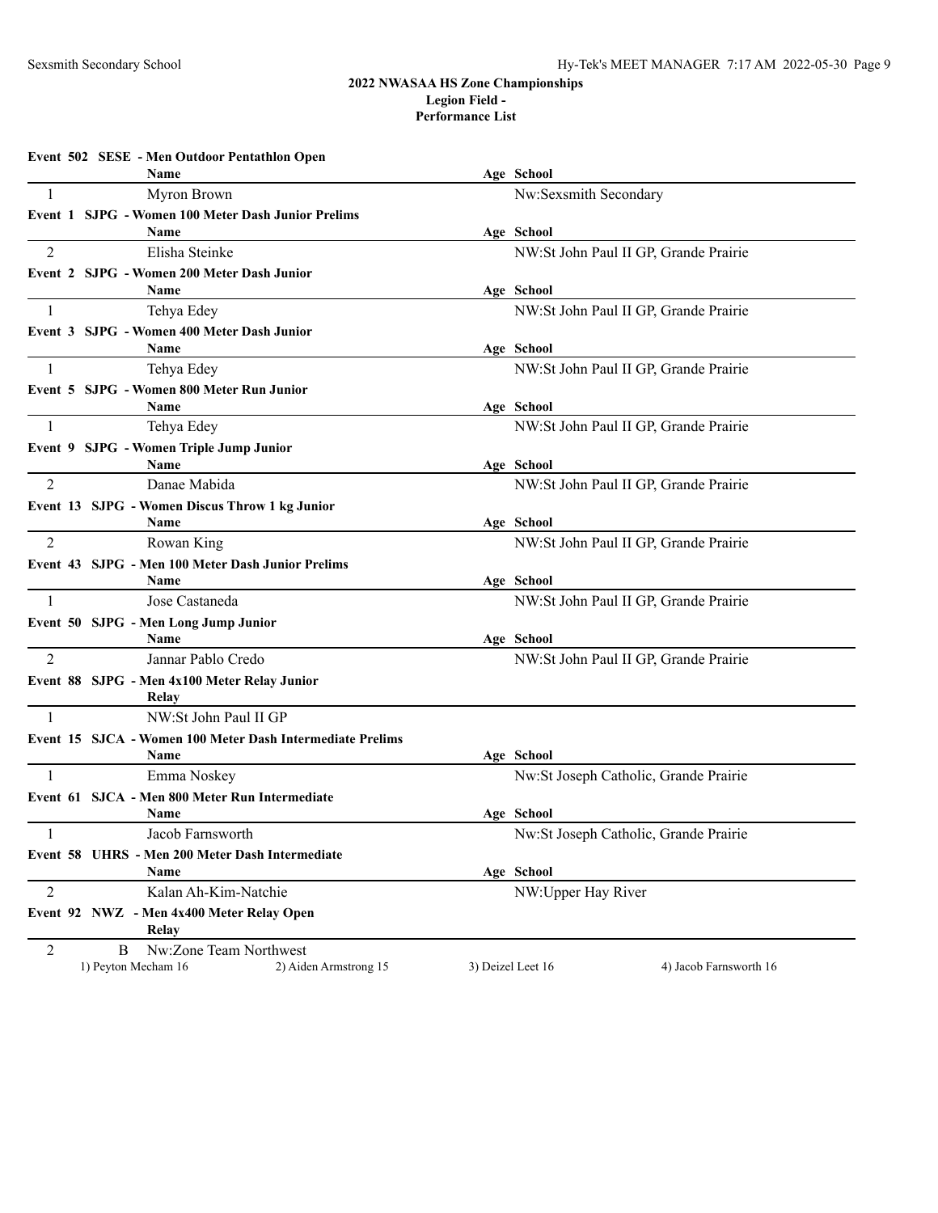## 2022 NWASAA HS Zone Championships

**Legion Field -**

**Performance List**

**Event 502 SESE - Men Outdoor Pentathlon Open**

| | Name | Age | School |
|---|---|---|---|
| 1 | Myron Brown | | Nw:Sexsmith Secondary |

**Event 1 SJPG - Women 100 Meter Dash Junior Prelims**

| | Name | Age | School |
|---|---|---|---|
| 2 | Elisha Steinke | | NW:St John Paul II GP, Grande Prairie |

**Event 2 SJPG - Women 200 Meter Dash Junior**

| | Name | Age | School |
|---|---|---|---|
| 1 | Tehya Edey | | NW:St John Paul II GP, Grande Prairie |

**Event 3 SJPG - Women 400 Meter Dash Junior**

| | Name | Age | School |
|---|---|---|---|
| 1 | Tehya Edey | | NW:St John Paul II GP, Grande Prairie |

**Event 5 SJPG - Women 800 Meter Run Junior**

| | Name | Age | School |
|---|---|---|---|
| 1 | Tehya Edey | | NW:St John Paul II GP, Grande Prairie |

**Event 9 SJPG - Women Triple Jump Junior**

| | Name | Age | School |
|---|---|---|---|
| 2 | Danae Mabida | | NW:St John Paul II GP, Grande Prairie |

**Event 13 SJPG - Women Discus Throw 1 kg Junior**

| | Name | Age | School |
|---|---|---|---|
| 2 | Rowan King | | NW:St John Paul II GP, Grande Prairie |

**Event 43 SJPG - Men 100 Meter Dash Junior Prelims**

| | Name | Age | School |
|---|---|---|---|
| 1 | Jose Castaneda | | NW:St John Paul II GP, Grande Prairie |

**Event 50 SJPG - Men Long Jump Junior**

| | Name | Age | School |
|---|---|---|---|
| 2 | Jannar Pablo Credo | | NW:St John Paul II GP, Grande Prairie |

**Event 88 SJPG - Men 4x100 Meter Relay Junior**

| | Relay |
|---|---|
| 1 | NW:St John Paul II GP |

**Event 15 SJCA - Women 100 Meter Dash Intermediate Prelims**

| | Name | Age | School |
|---|---|---|---|
| 1 | Emma Noskey | | Nw:St Joseph Catholic, Grande Prairie |

**Event 61 SJCA - Men 800 Meter Run Intermediate**

| | Name | Age | School |
|---|---|---|---|
| 1 | Jacob Farnsworth | | Nw:St Joseph Catholic, Grande Prairie |

**Event 58 UHRS - Men 200 Meter Dash Intermediate**

| | Name | Age | School |
|---|---|---|---|
| 2 | Kalan Ah-Kim-Natchie | | NW:Upper Hay River |

**Event 92 NWZ - Men 4x400 Meter Relay Open**

| | | Relay |
|---|---|---|
| 2 | B | Nw:Zone Team Northwest |

1) Peyton Mecham 16 2) Aiden Armstrong 15 3) Deizel Leet 16 4) Jacob Farnsworth 16